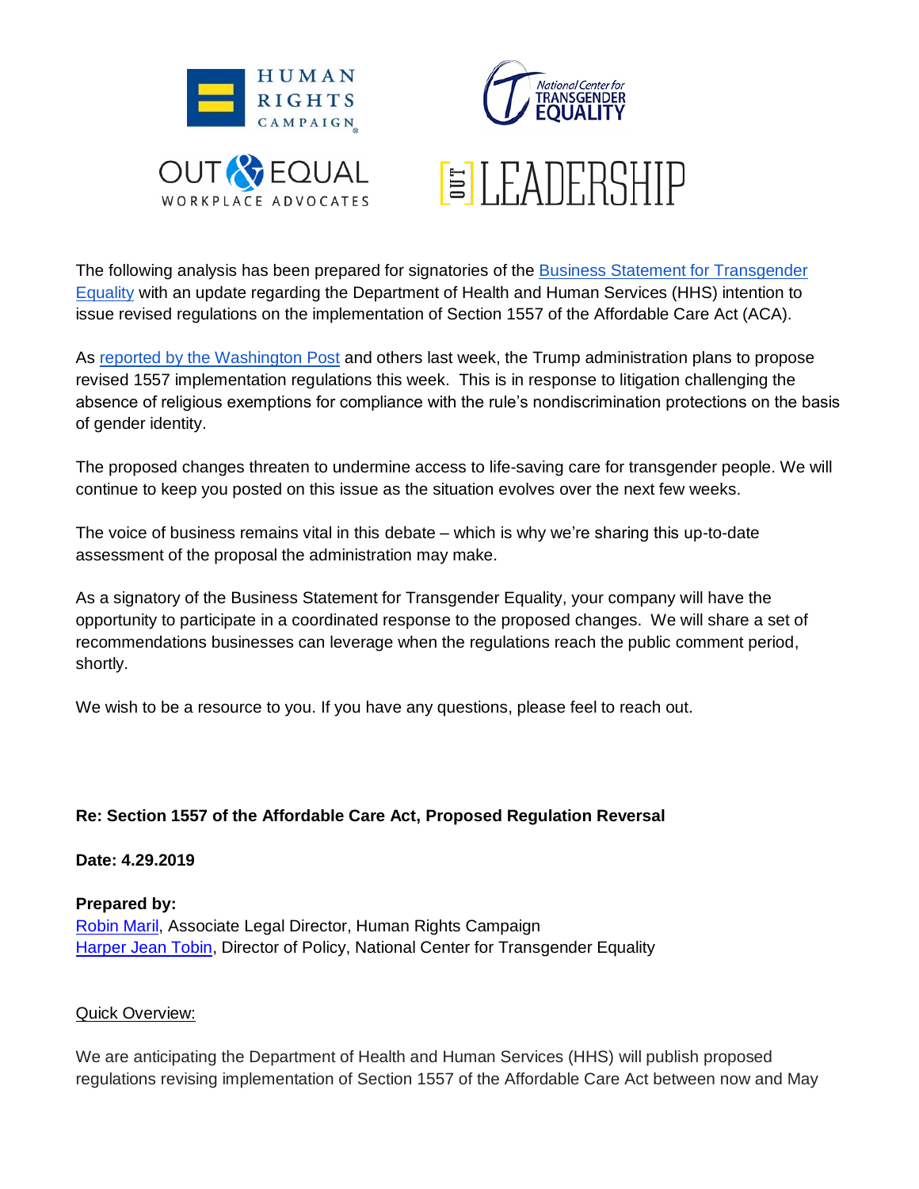The following analysis has been prepared for signatories of the [Business Statement for Transgender Equality] with an update regarding the Department of Health and Human Services (HHS) intention to issue revised regulations on the implementation of Section 1557 of the Affordable Care Act (ACA).

As [reported by the Washington Post] and others last week, the Trump administration plans to propose revised 1557 implementation regulations this week. This is in response to litigation challenging the absence of religious exemptions for compliance with the rule's nondiscrimination protections on the basis of gender identity.

The proposed changes threaten to undermine access to life-saving care for transgender people. We will continue to keep you posted on this issue as the situation evolves over the next few weeks.

The voice of business remains vital in this debate – which is why we're sharing this up-to-date assessment of the proposal the administration may make.

As a signatory of the Business Statement for Transgender Equality, your company will have the opportunity to participate in a coordinated response to the proposed changes. We will share a set of recommendations businesses can leverage when the regulations reach the public comment period, shortly.

We wish to be a resource to you. If you have any questions, please feel to reach out.

**Re: Section 1557 of the Affordable Care Act, Proposed Regulation Reversal**

**Date: 4.29.2019**

**Prepared by:**
Robin Maril, Associate Legal Director, Human Rights Campaign
Harper Jean Tobin, Director of Policy, National Center for Transgender Equality

Quick Overview:

We are anticipating the Department of Health and Human Services (HHS) will publish proposed regulations revising implementation of Section 1557 of the Affordable Care Act between now and May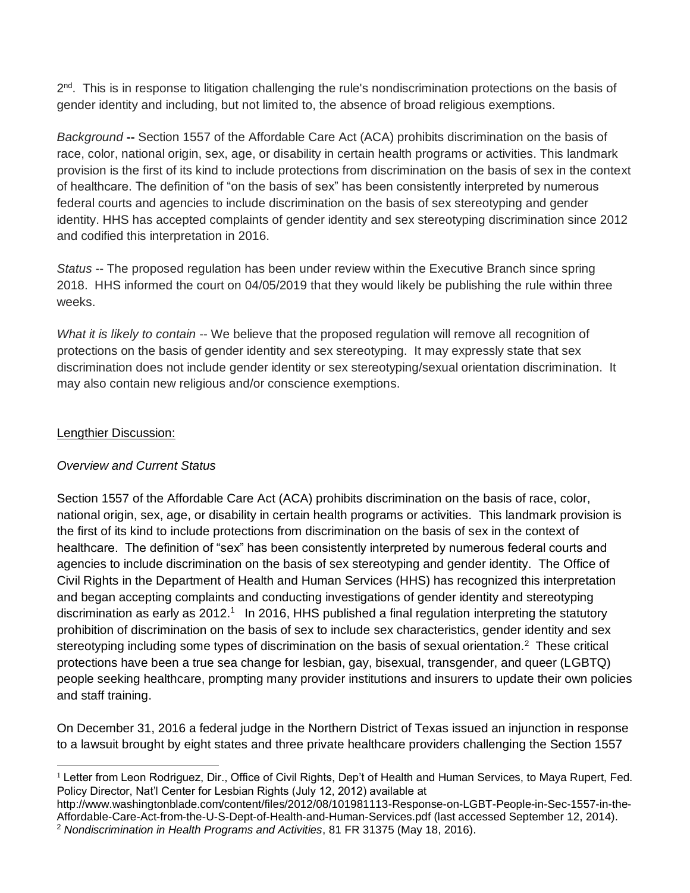2nd. This is in response to litigation challenging the rule's nondiscrimination protections on the basis of gender identity and including, but not limited to, the absence of broad religious exemptions.

*Background* **--** Section 1557 of the Affordable Care Act (ACA) prohibits discrimination on the basis of race, color, national origin, sex, age, or disability in certain health programs or activities. This landmark provision is the first of its kind to include protections from discrimination on the basis of sex in the context of healthcare. The definition of "on the basis of sex" has been consistently interpreted by numerous federal courts and agencies to include discrimination on the basis of sex stereotyping and gender identity. HHS has accepted complaints of gender identity and sex stereotyping discrimination since 2012 and codified this interpretation in 2016.

*Status* -- The proposed regulation has been under review within the Executive Branch since spring 2018. HHS informed the court on 04/05/2019 that they would likely be publishing the rule within three weeks.

*What it is likely to contain --* We believe that the proposed regulation will remove all recognition of protections on the basis of gender identity and sex stereotyping. It may expressly state that sex discrimination does not include gender identity or sex stereotyping/sexual orientation discrimination. It may also contain new religious and/or conscience exemptions.

<u>Lengthier Discussion:</u>

*Overview and Current Status*

Section 1557 of the Affordable Care Act (ACA) prohibits discrimination on the basis of race, color, national origin, sex, age, or disability in certain health programs or activities. This landmark provision is the first of its kind to include protections from discrimination on the basis of sex in the context of healthcare. The definition of "sex" has been consistently interpreted by numerous federal courts and agencies to include discrimination on the basis of sex stereotyping and gender identity. The Office of Civil Rights in the Department of Health and Human Services (HHS) has recognized this interpretation and began accepting complaints and conducting investigations of gender identity and stereotyping discrimination as early as 2012.[1] In 2016, HHS published a final regulation interpreting the statutory prohibition of discrimination on the basis of sex to include sex characteristics, gender identity and sex stereotyping including some types of discrimination on the basis of sexual orientation.[2] These critical protections have been a true sea change for lesbian, gay, bisexual, transgender, and queer (LGBTQ) people seeking healthcare, prompting many provider institutions and insurers to update their own policies and staff training.

On December 31, 2016 a federal judge in the Northern District of Texas issued an injunction in response to a lawsuit brought by eight states and three private healthcare providers challenging the Section 1557

---

[1] Letter from Leon Rodriguez, Dir., Office of Civil Rights, Dep't of Health and Human Services, to Maya Rupert, Fed. Policy Director, Nat'l Center for Lesbian Rights (July 12, 2012) available at http://www.washingtonblade.com/content/files/2012/08/101981113-Response-on-LGBT-People-in-Sec-1557-in-the-Affordable-Care-Act-from-the-U-S-Dept-of-Health-and-Human-Services.pdf (last accessed September 12, 2014).

[2] *Nondiscrimination in Health Programs and Activities*, 81 FR 31375 (May 18, 2016).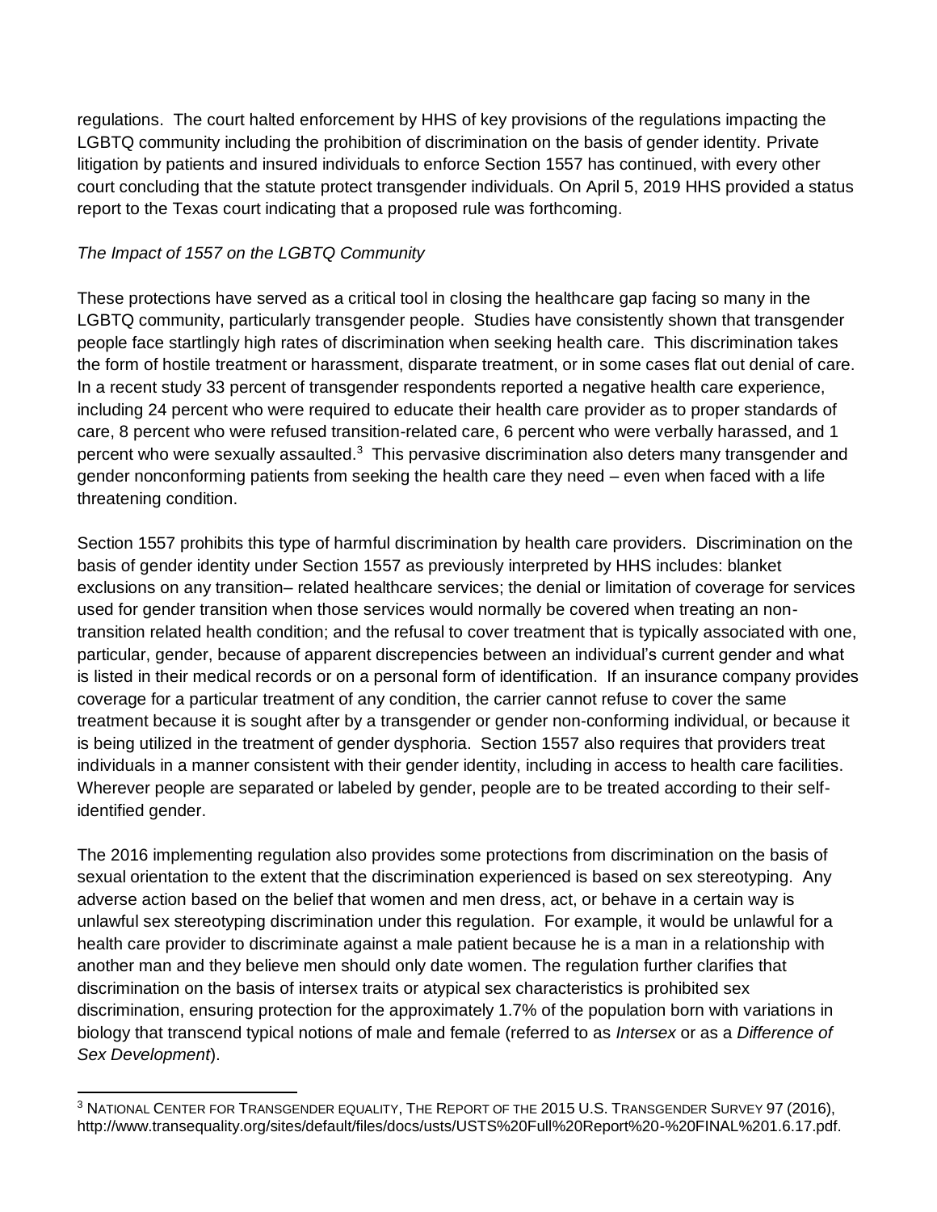regulations. The court halted enforcement by HHS of key provisions of the regulations impacting the LGBTQ community including the prohibition of discrimination on the basis of gender identity. Private litigation by patients and insured individuals to enforce Section 1557 has continued, with every other court concluding that the statute protect transgender individuals. On April 5, 2019 HHS provided a status report to the Texas court indicating that a proposed rule was forthcoming.

*The Impact of 1557 on the LGBTQ Community*

These protections have served as a critical tool in closing the healthcare gap facing so many in the LGBTQ community, particularly transgender people. Studies have consistently shown that transgender people face startlingly high rates of discrimination when seeking health care. This discrimination takes the form of hostile treatment or harassment, disparate treatment, or in some cases flat out denial of care. In a recent study 33 percent of transgender respondents reported a negative health care experience, including 24 percent who were required to educate their health care provider as to proper standards of care, 8 percent who were refused transition-related care, 6 percent who were verbally harassed, and 1 percent who were sexually assaulted.[3] This pervasive discrimination also deters many transgender and gender nonconforming patients from seeking the health care they need – even when faced with a life threatening condition.

Section 1557 prohibits this type of harmful discrimination by health care providers. Discrimination on the basis of gender identity under Section 1557 as previously interpreted by HHS includes: blanket exclusions on any transition– related healthcare services; the denial or limitation of coverage for services used for gender transition when those services would normally be covered when treating an non-transition related health condition; and the refusal to cover treatment that is typically associated with one, particular, gender, because of apparent discrepencies between an individual's current gender and what is listed in their medical records or on a personal form of identification. If an insurance company provides coverage for a particular treatment of any condition, the carrier cannot refuse to cover the same treatment because it is sought after by a transgender or gender non-conforming individual, or because it is being utilized in the treatment of gender dysphoria. Section 1557 also requires that providers treat individuals in a manner consistent with their gender identity, including in access to health care facilities. Wherever people are separated or labeled by gender, people are to be treated according to their self-identified gender.

The 2016 implementing regulation also provides some protections from discrimination on the basis of sexual orientation to the extent that the discrimination experienced is based on sex stereotyping. Any adverse action based on the belief that women and men dress, act, or behave in a certain way is unlawful sex stereotyping discrimination under this regulation. For example, it would be unlawful for a health care provider to discriminate against a male patient because he is a man in a relationship with another man and they believe men should only date women. The regulation further clarifies that discrimination on the basis of intersex traits or atypical sex characteristics is prohibited sex discrimination, ensuring protection for the approximately 1.7% of the population born with variations in biology that transcend typical notions of male and female (referred to as *Intersex* or as a *Difference of Sex Development*).

---

[3] NATIONAL CENTER FOR TRANSGENDER EQUALITY, THE REPORT OF THE 2015 U.S. TRANSGENDER SURVEY 97 (2016), http://www.transequality.org/sites/default/files/docs/usts/USTS%20Full%20Report%20-%20FINAL%201.6.17.pdf.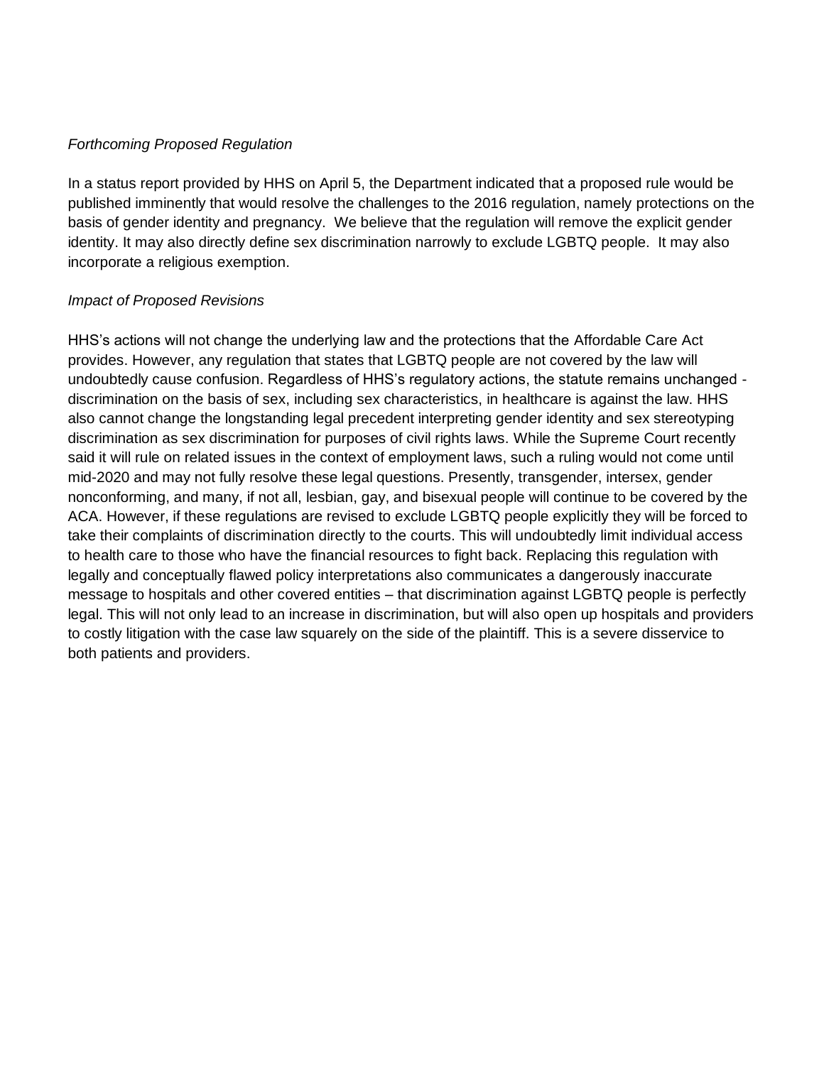*Forthcoming Proposed Regulation*

In a status report provided by HHS on April 5, the Department indicated that a proposed rule would be published imminently that would resolve the challenges to the 2016 regulation, namely protections on the basis of gender identity and pregnancy. We believe that the regulation will remove the explicit gender identity. It may also directly define sex discrimination narrowly to exclude LGBTQ people. It may also incorporate a religious exemption.

*Impact of Proposed Revisions*

HHS's actions will not change the underlying law and the protections that the Affordable Care Act provides. However, any regulation that states that LGBTQ people are not covered by the law will undoubtedly cause confusion. Regardless of HHS's regulatory actions, the statute remains unchanged - discrimination on the basis of sex, including sex characteristics, in healthcare is against the law. HHS also cannot change the longstanding legal precedent interpreting gender identity and sex stereotyping discrimination as sex discrimination for purposes of civil rights laws. While the Supreme Court recently said it will rule on related issues in the context of employment laws, such a ruling would not come until mid-2020 and may not fully resolve these legal questions. Presently, transgender, intersex, gender nonconforming, and many, if not all, lesbian, gay, and bisexual people will continue to be covered by the ACA. However, if these regulations are revised to exclude LGBTQ people explicitly they will be forced to take their complaints of discrimination directly to the courts. This will undoubtedly limit individual access to health care to those who have the financial resources to fight back. Replacing this regulation with legally and conceptually flawed policy interpretations also communicates a dangerously inaccurate message to hospitals and other covered entities – that discrimination against LGBTQ people is perfectly legal. This will not only lead to an increase in discrimination, but will also open up hospitals and providers to costly litigation with the case law squarely on the side of the plaintiff. This is a severe disservice to both patients and providers.